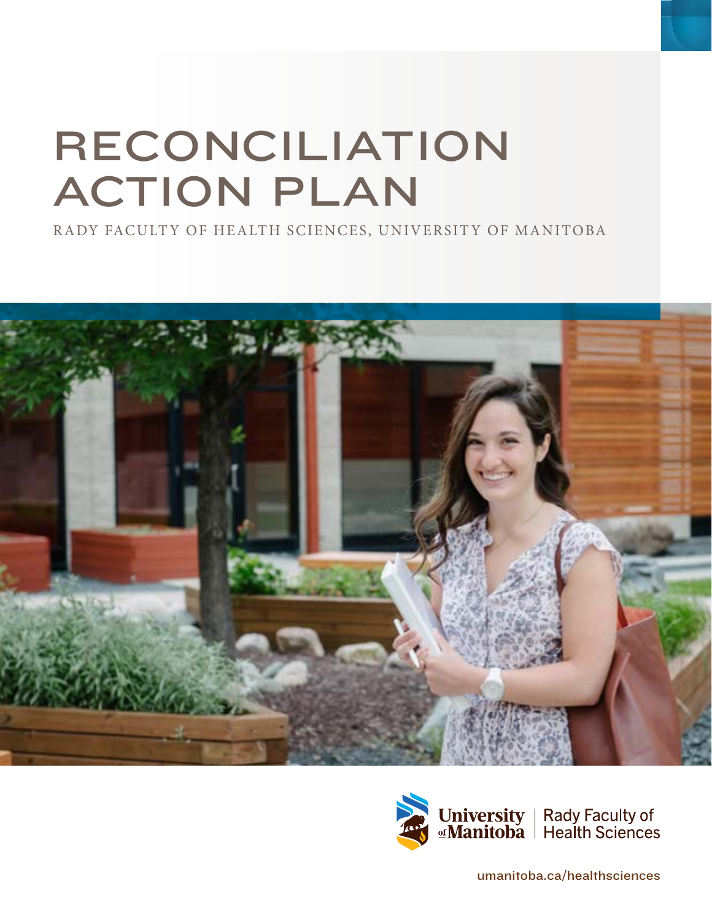# RECONCILIATION ACTION PLAN

RADY FACULTY OF HEALTH SCIENCES, UNIVERSITY OF MANITOBA

University of Manitoba | Rady Faculty of Health Sciences

umanitoba.ca/healthsciences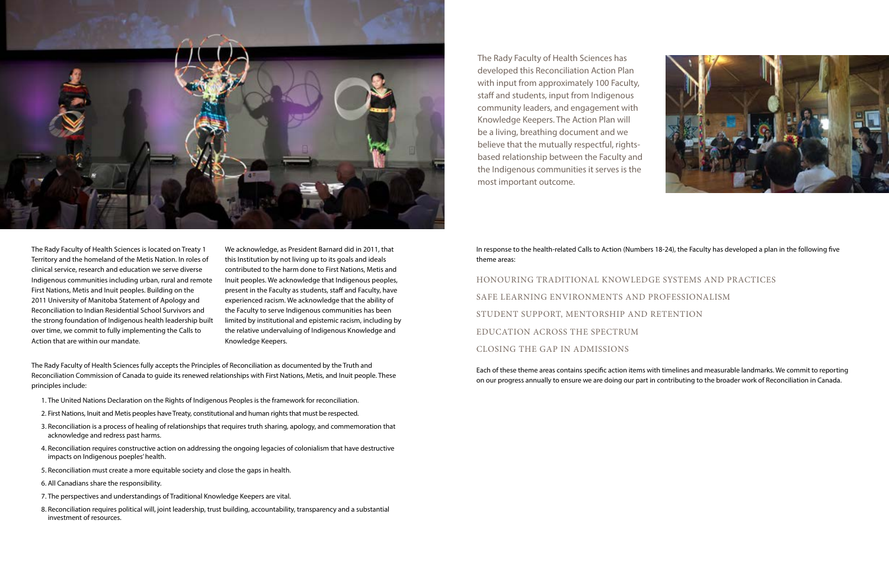The Rady Faculty of Health Sciences is located on Treaty 1 Territory and the homeland of the Metis Nation. In roles of clinical service, research and education we serve diverse Indigenous communities including urban, rural and remote First Nations, Metis and Inuit peoples. Building on the 2011 University of Manitoba Statement of Apology and Reconciliation to Indian Residential School Survivors and the strong foundation of Indigenous health leadership built over time, we commit to fully implementing the Calls to Action that are within our mandate.

We acknowledge, as President Barnard did in 2011, that this Institution by not living up to its goals and ideals contributed to the harm done to First Nations, Metis and Inuit peoples. We acknowledge that Indigenous peoples, present in the Faculty as students, staff and Faculty, have experienced racism. We acknowledge that the ability of the Faculty to serve Indigenous communities has been limited by institutional and epistemic racism, including by the relative undervaluing of Indigenous Knowledge and Knowledge Keepers.

The Rady Faculty of Health Sciences fully accepts the Principles of Reconciliation as documented by the Truth and Reconciliation Commission of Canada to guide its renewed relationships with First Nations, Metis, and Inuit people. These principles include:

1. The United Nations Declaration on the Rights of Indigenous Peoples is the framework for reconciliation.
2. First Nations, Inuit and Metis peoples have Treaty, constitutional and human rights that must be respected.
3. Reconciliation is a process of healing of relationships that requires truth sharing, apology, and commemoration that acknowledge and redress past harms.
4. Reconciliation requires constructive action on addressing the ongoing legacies of colonialism that have destructive impacts on Indigenous poeples' health.
5. Reconciliation must create a more equitable society and close the gaps in health.
6. All Canadians share the responsibility.
7. The perspectives and understandings of Traditional Knowledge Keepers are vital.
8. Reconciliation requires political will, joint leadership, trust building, accountability, transparency and a substantial investment of resources.

The Rady Faculty of Health Sciences has developed this Reconciliation Action Plan with input from approximately 100 Faculty, staff and students, input from Indigenous community leaders, and engagement with Knowledge Keepers. The Action Plan will be a living, breathing document and we believe that the mutually respectful, rights-based relationship between the Faculty and the Indigenous communities it serves is the most important outcome.

In response to the health-related Calls to Action (Numbers 18-24), the Faculty has developed a plan in the following five theme areas:

HONOURING TRADITIONAL KNOWLEDGE SYSTEMS AND PRACTICES

SAFE LEARNING ENVIRONMENTS AND PROFESSIONALISM

STUDENT SUPPORT, MENTORSHIP AND RETENTION

EDUCATION ACROSS THE SPECTRUM

CLOSING THE GAP IN ADMISSIONS

Each of these theme areas contains specific action items with timelines and measurable landmarks. We commit to reporting on our progress annually to ensure we are doing our part in contributing to the broader work of Reconciliation in Canada.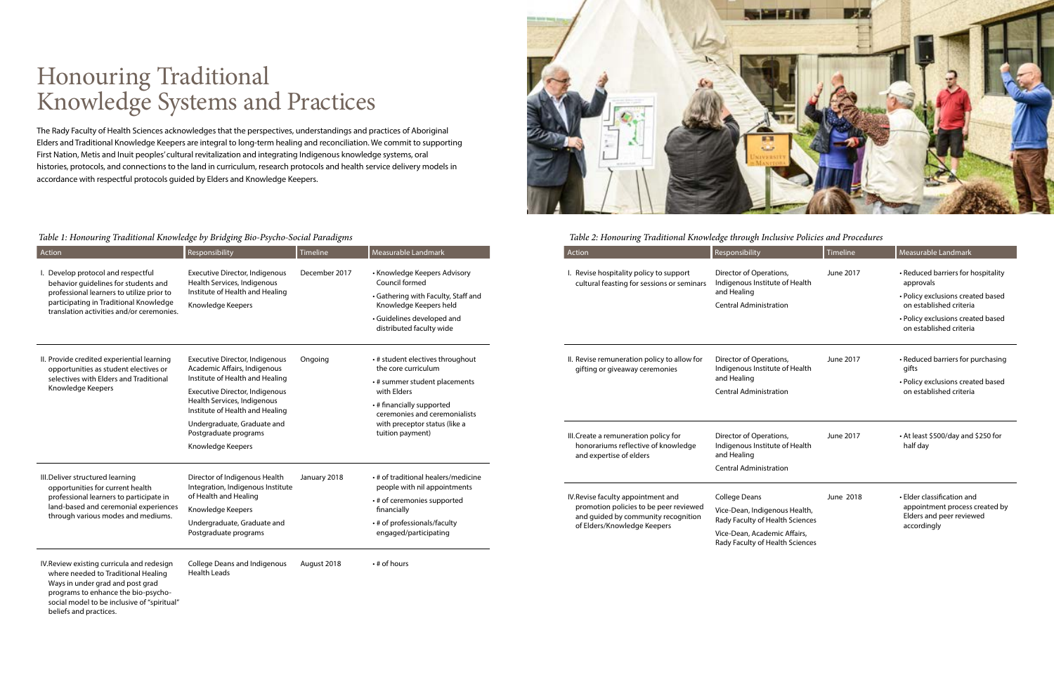# Honouring Traditional Knowledge Systems and Practices

The Rady Faculty of Health Sciences acknowledges that the perspectives, understandings and practices of Aboriginal Elders and Traditional Knowledge Keepers are integral to long-term healing and reconciliation. We commit to supporting First Nation, Metis and Inuit peoples' cultural revitalization and integrating Indigenous knowledge systems, oral histories, protocols, and connections to the land in curriculum, research protocols and health service delivery models in accordance with respectful protocols guided by Elders and Knowledge Keepers.

*Table 1: Honouring Traditional Knowledge by Bridging Bio-Psycho-Social Paradigms*

| Action | Responsibility | Timeline | Measurable Landmark |
|---|---|---|---|
| I. Develop protocol and respectful behavior guidelines for students and professional learners to utilize prior to participating in Traditional Knowledge translation activities and/or ceremonies. | Executive Director, Indigenous Health Services, Indigenous Institute of Health and Healing<br>Knowledge Keepers | December 2017 | • Knowledge Keepers Advisory Council formed<br>• Gathering with Faculty, Staff and Knowledge Keepers held<br>• Guidelines developed and distributed faculty wide |
| II. Provide credited experiential learning opportunities as student electives or selectives with Elders and Traditional Knowledge Keepers | Executive Director, Indigenous Academic Affairs, Indigenous Institute of Health and Healing<br>Executive Director, Indigenous Health Services, Indigenous Institute of Health and Healing<br>Undergraduate, Graduate and Postgraduate programs<br>Knowledge Keepers | Ongoing | • # student electives throughout the core curriculum<br>• # summer student placements with Elders<br>• # financially supported ceremonies and ceremonialists with preceptor status (like a tuition payment) |
| III. Deliver structured learning opportunities for current health professional learners to participate in land-based and ceremonial experiences through various modes and mediums. | Director of Indigenous Health Integration, Indigenous Institute of Health and Healing<br>Knowledge Keepers<br>Undergraduate, Graduate and Postgraduate programs | January 2018 | • # of traditional healers/medicine people with nil appointments<br>• # of ceremonies supported financially<br>• # of professionals/faculty engaged/participating |
| IV. Review existing curricula and redesign where needed to Traditional Healing Ways in under grad and post grad programs to enhance the bio-psycho-social model to be inclusive of "spiritual" beliefs and practices. | College Deans and Indigenous Health Leads | August 2018 | • # of hours |

*Table 2: Honouring Traditional Knowledge through Inclusive Policies and Procedures*

| Action | Responsibility | Timeline | Measurable Landmark |
|---|---|---|---|
| I. Revise hospitality policy to support cultural feasting for sessions or seminars | Director of Operations, Indigenous Institute of Health and Healing<br>Central Administration | June 2017 | • Reduced barriers for hospitality approvals<br>• Policy exclusions created based on established criteria<br>• Policy exclusions created based on established criteria |
| II. Revise remuneration policy to allow for gifting or giveaway ceremonies | Director of Operations, Indigenous Institute of Health and Healing<br>Central Administration | June 2017 | • Reduced barriers for purchasing gifts<br>• Policy exclusions created based on established criteria |
| III. Create a remuneration policy for honorariums reflective of knowledge and expertise of elders | Director of Operations, Indigenous Institute of Health and Healing<br>Central Administration | June 2017 | • At least $500/day and $250 for half day |
| IV. Revise faculty appointment and promotion policies to be peer reviewed and guided by community recognition of Elders/Knowledge Keepers | College Deans<br>Vice-Dean, Indigenous Health, Rady Faculty of Health Sciences<br>Vice-Dean, Academic Affairs, Rady Faculty of Health Sciences | June 2018 | • Elder classification and appointment process created by Elders and peer reviewed accordingly |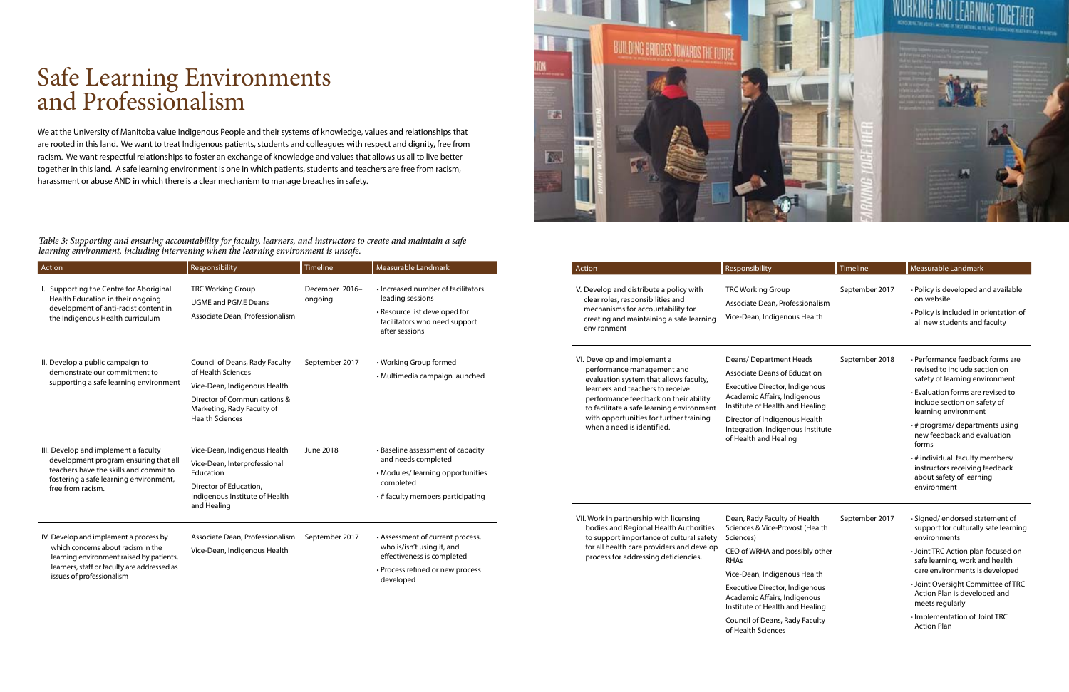# Safe Learning Environments and Professionalism

We at the University of Manitoba value Indigenous People and their systems of knowledge, values and relationships that are rooted in this land. We want to treat Indigenous patients, students and colleagues with respect and dignity, free from racism. We want respectful relationships to foster an exchange of knowledge and values that allows us all to live better together in this land. A safe learning environment is one in which patients, students and teachers are free from racism, harassment or abuse AND in which there is a clear mechanism to manage breaches in safety.

*Table 3: Supporting and ensuring accountability for faculty, learners, and instructors to create and maintain a safe learning environment, including intervening when the learning environment is unsafe.*

| Action | Responsibility | Timeline | Measurable Landmark |
|---|---|---|---|
| I. Supporting the Centre for Aboriginal Health Education in their ongoing development of anti-racist content in the Indigenous Health curriculum | TRC Working Group<br>UGME and PGME Deans<br>Associate Dean, Professionalism | December 2016–ongoing | • Increased number of facilitators leading sessions<br>• Resource list developed for facilitators who need support after sessions |
| II. Develop a public campaign to demonstrate our commitment to supporting a safe learning environment | Council of Deans, Rady Faculty of Health Sciences<br>Vice-Dean, Indigenous Health<br>Director of Communications & Marketing, Rady Faculty of Health Sciences | September 2017 | • Working Group formed<br>• Multimedia campaign launched |
| III. Develop and implement a faculty development program ensuring that all teachers have the skills and commit to fostering a safe learning environment, free from racism. | Vice-Dean, Indigenous Health<br>Vice-Dean, Interprofessional Education<br>Director of Education, Indigenous Institute of Health and Healing | June 2018 | • Baseline assessment of capacity and needs completed<br>• Modules/ learning opportunities completed<br>• # faculty members participating |
| IV. Develop and implement a process by which concerns about racism in the learning environment raised by patients, learners, staff or faculty are addressed as issues of professionalism | Associate Dean, Professionalism<br>Vice-Dean, Indigenous Health | September 2017 | • Assessment of current process, who is/isn't using it, and effectiveness is completed<br>• Process refined or new process developed |
| V. Develop and distribute a policy with clear roles, responsibilities and mechanisms for accountability for creating and maintaining a safe learning environment | TRC Working Group<br>Associate Dean, Professionalism<br>Vice-Dean, Indigenous Health | September 2017 | • Policy is developed and available on website<br>• Policy is included in orientation of all new students and faculty |
| VI. Develop and implement a performance management and evaluation system that allows faculty, learners and teachers to receive performance feedback on their ability to facilitate a safe learning environment with opportunities for further training when a need is identified. | Deans/ Department Heads<br>Associate Deans of Education<br>Executive Director, Indigenous Academic Affairs, Indigenous Institute of Health and Healing<br>Director of Indigenous Health Integration, Indigenous Institute of Health and Healing | September 2018 | • Performance feedback forms are revised to include section on safety of learning environment<br>• Evaluation forms are revised to include section on safety of learning environment<br>• # programs/ departments using new feedback and evaluation forms<br>• # individual faculty members/ instructors receiving feedback about safety of learning environment |
| VII. Work in partnership with licensing bodies and Regional Health Authorities to support importance of cultural safety for all health care providers and develop process for addressing deficiencies. | Dean, Rady Faculty of Health Sciences & Vice-Provost (Health Sciences)<br>CEO of WRHA and possibly other RHAs<br>Vice-Dean, Indigenous Health<br>Executive Director, Indigenous Academic Affairs, Indigenous Institute of Health and Healing<br>Council of Deans, Rady Faculty of Health Sciences | September 2017 | • Signed/ endorsed statement of support for culturally safe learning environments<br>• Joint TRC Action plan focused on safe learning, work and health care environments is developed<br>• Joint Oversight Committee of TRC Action Plan is developed and meets regularly<br>• Implementation of Joint TRC Action Plan |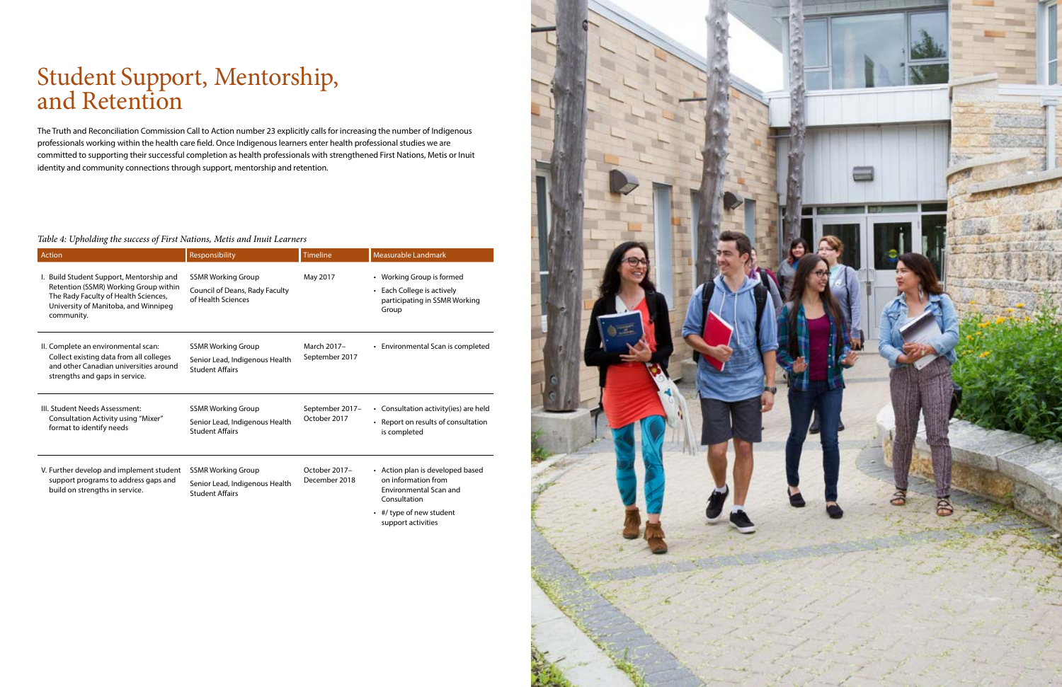# Student Support, Mentorship, and Retention

The Truth and Reconciliation Commission Call to Action number 23 explicitly calls for increasing the number of Indigenous professionals working within the health care field. Once Indigenous learners enter health professional studies we are committed to supporting their successful completion as health professionals with strengthened First Nations, Metis or Inuit identity and community connections through support, mentorship and retention.

*Table 4: Upholding the success of First Nations, Metis and Inuit Learners*

| Action | Responsibility | Timeline | Measurable Landmark |
|---|---|---|---|
| I. Build Student Support, Mentorship and Retention (SSMR) Working Group within The Rady Faculty of Health Sciences, University of Manitoba, and Winnipeg community. | SSMR Working Group<br>Council of Deans, Rady Faculty of Health Sciences | May 2017 | • Working Group is formed<br>• Each College is actively participating in SSMR Working Group |
| II. Complete an environmental scan: Collect existing data from all colleges and other Canadian universities around strengths and gaps in service. | SSMR Working Group<br>Senior Lead, Indigenous Health Student Affairs | March 2017–September 2017 | • Environmental Scan is completed |
| III. Student Needs Assessment: Consultation Activity using "Mixer" format to identify needs | SSMR Working Group<br>Senior Lead, Indigenous Health Student Affairs | September 2017–October 2017 | • Consultation activity(ies) are held<br>• Report on results of consultation is completed |
| V. Further develop and implement student support programs to address gaps and build on strengths in service. | SSMR Working Group<br>Senior Lead, Indigenous Health Student Affairs | October 2017–December 2018 | • Action plan is developed based on information from Environmental Scan and Consultation<br>• #/ type of new student support activities |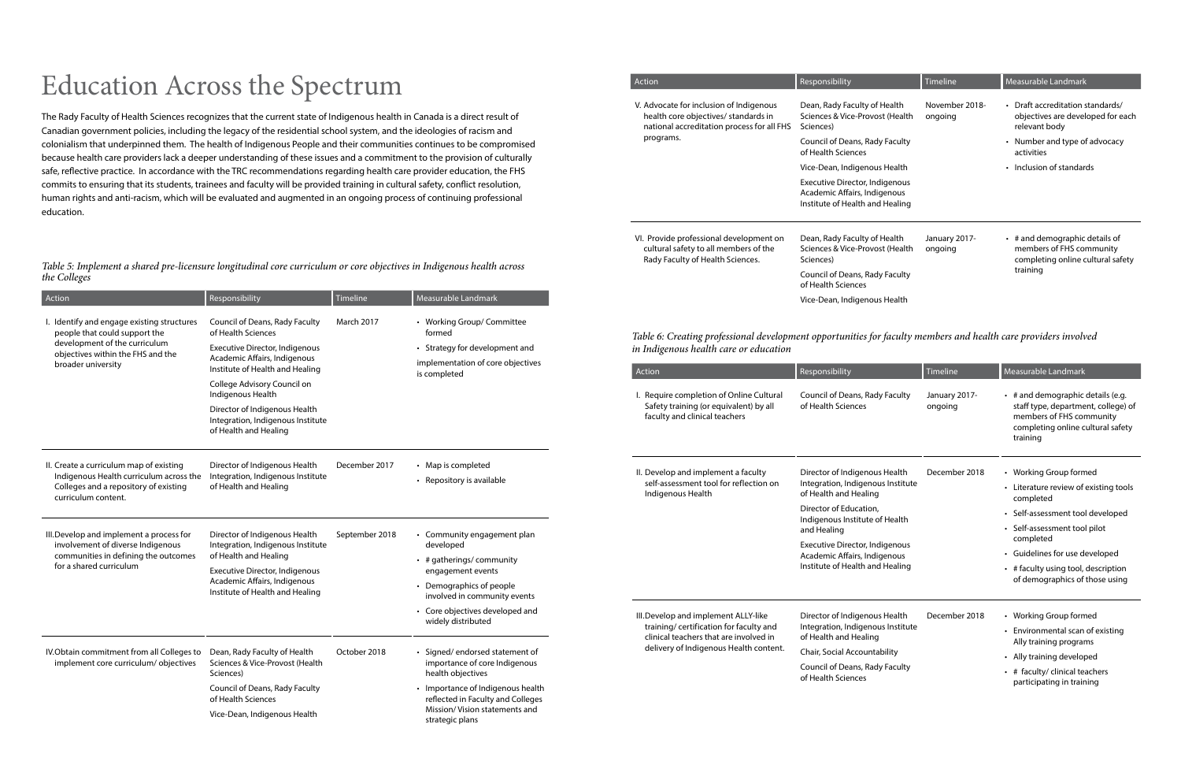# Education Across the Spectrum

The Rady Faculty of Health Sciences recognizes that the current state of Indigenous health in Canada is a direct result of Canadian government policies, including the legacy of the residential school system, and the ideologies of racism and colonialism that underpinned them. The health of Indigenous People and their communities continues to be compromised because health care providers lack a deeper understanding of these issues and a commitment to the provision of culturally safe, reflective practice. In accordance with the TRC recommendations regarding health care provider education, the FHS commits to ensuring that its students, trainees and faculty will be provided training in cultural safety, conflict resolution, human rights and anti-racism, which will be evaluated and augmented in an ongoing process of continuing professional education.

*Table 5: Implement a shared pre-licensure longitudinal core curriculum or core objectives in Indigenous health across the Colleges*

| Action | Responsibility | Timeline | Measurable Landmark |
|---|---|---|---|
| I. Identify and engage existing structures people that could support the development of the curriculum objectives within the FHS and the broader university | Council of Deans, Rady Faculty of Health Sciences<br>Executive Director, Indigenous Academic Affairs, Indigenous Institute of Health and Healing<br>College Advisory Council on Indigenous Health<br>Director of Indigenous Health Integration, Indigenous Institute of Health and Healing | March 2017 | • Working Group/ Committee formed<br>• Strategy for development and implementation of core objectives is completed |
| II. Create a curriculum map of existing Indigenous Health curriculum across the Colleges and a repository of existing curriculum content. | Director of Indigenous Health Integration, Indigenous Institute of Health and Healing | December 2017 | • Map is completed<br>• Repository is available |
| III. Develop and implement a process for involvement of diverse Indigenous communities in defining the outcomes for a shared curriculum | Director of Indigenous Health Integration, Indigenous Institute of Health and Healing<br>Executive Director, Indigenous Academic Affairs, Indigenous Institute of Health and Healing | September 2018 | • Community engagement plan developed<br>• # gatherings/ community engagement events<br>• Demographics of people involved in community events<br>• Core objectives developed and widely distributed |
| IV. Obtain commitment from all Colleges to implement core curriculum/ objectives | Dean, Rady Faculty of Health Sciences & Vice-Provost (Health Sciences)<br>Council of Deans, Rady Faculty of Health Sciences<br>Vice-Dean, Indigenous Health | October 2018 | • Signed/ endorsed statement of importance of core Indigenous health objectives<br>• Importance of Indigenous health reflected in Faculty and Colleges Mission/ Vision statements and strategic plans |
| V. Advocate for inclusion of Indigenous health core objectives/ standards in national accreditation process for all FHS programs. | Dean, Rady Faculty of Health Sciences & Vice-Provost (Health Sciences)<br>Council of Deans, Rady Faculty of Health Sciences<br>Vice-Dean, Indigenous Health<br>Executive Director, Indigenous Academic Affairs, Indigenous Institute of Health and Healing | November 2018-ongoing | • Draft accreditation standards/ objectives are developed for each relevant body<br>• Number and type of advocacy activities<br>• Inclusion of standards |
| VI. Provide professional development on cultural safety to all members of the Rady Faculty of Health Sciences. | Dean, Rady Faculty of Health Sciences & Vice-Provost (Health Sciences)<br>Council of Deans, Rady Faculty of Health Sciences<br>Vice-Dean, Indigenous Health | January 2017-ongoing | • # and demographic details of members of FHS community completing online cultural safety training |

*Table 6: Creating professional development opportunities for faculty members and health care providers involved in Indigenous health care or education*

| Action | Responsibility | Timeline | Measurable Landmark |
|---|---|---|---|
| I. Require completion of Online Cultural Safety training (or equivalent) by all faculty and clinical teachers | Council of Deans, Rady Faculty of Health Sciences | January 2017-ongoing | • # and demographic details (e.g. staff type, department, college) of members of FHS community completing online cultural safety training |
| II. Develop and implement a faculty self-assessment tool for reflection on Indigenous Health | Director of Indigenous Health Integration, Indigenous Institute of Health and Healing<br>Director of Education, Indigenous Institute of Health and Healing<br>Executive Director, Indigenous Academic Affairs, Indigenous Institute of Health and Healing | December 2018 | • Working Group formed<br>• Literature review of existing tools completed<br>• Self-assessment tool developed<br>• Self-assessment tool pilot completed<br>• Guidelines for use developed<br>• # faculty using tool, description of demographics of those using |
| III. Develop and implement ALLY-like training/ certification for faculty and clinical teachers that are involved in delivery of Indigenous Health content. | Director of Indigenous Health Integration, Indigenous Institute of Health and Healing<br>Chair, Social Accountability<br>Council of Deans, Rady Faculty of Health Sciences | December 2018 | • Working Group formed<br>• Environmental scan of existing Ally training programs<br>• Ally training developed<br>• # faculty/ clinical teachers participating in training |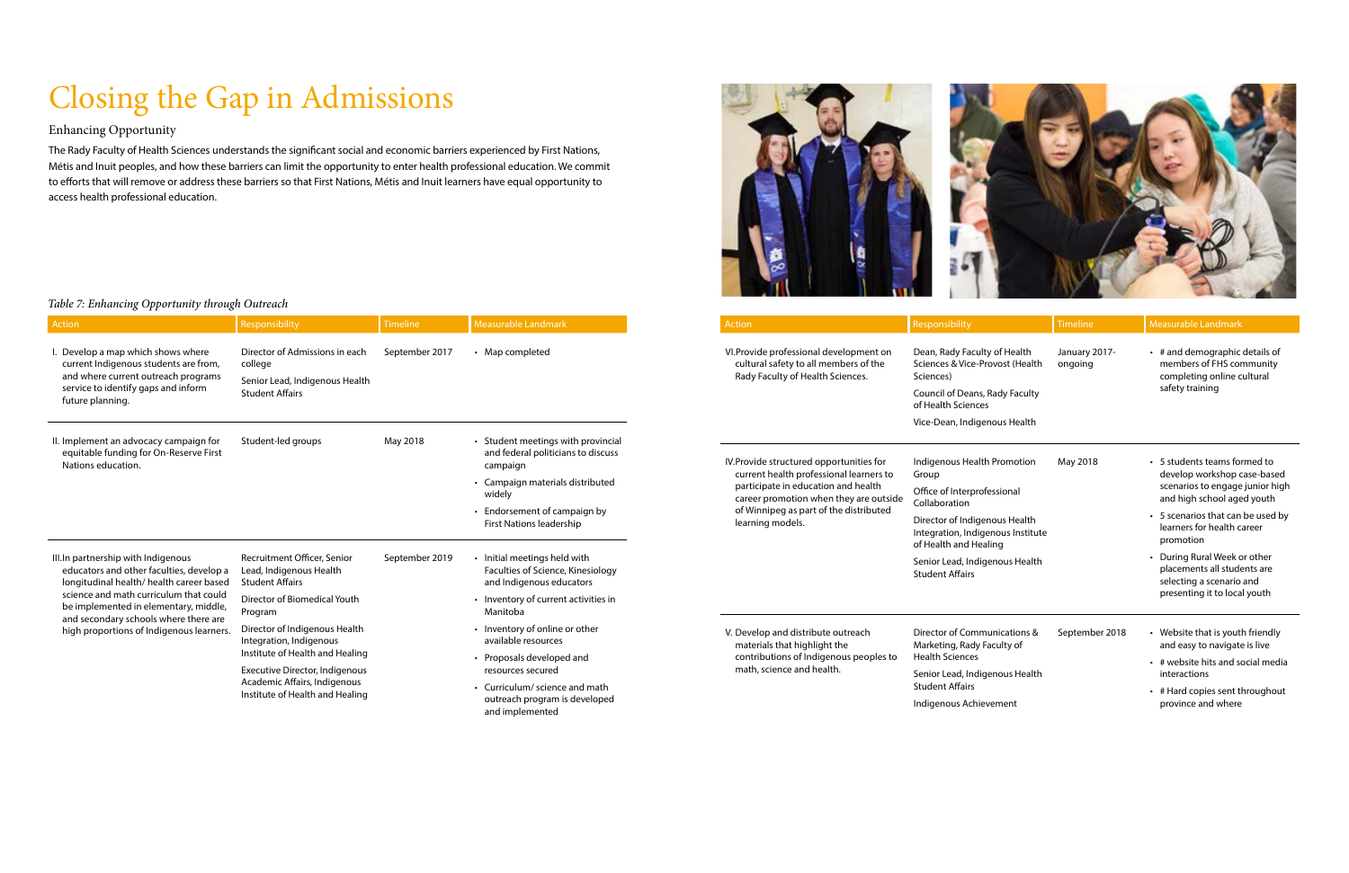# Closing the Gap in Admissions

## Enhancing Opportunity

The Rady Faculty of Health Sciences understands the significant social and economic barriers experienced by First Nations, Métis and Inuit peoples, and how these barriers can limit the opportunity to enter health professional education. We commit to efforts that will remove or address these barriers so that First Nations, Métis and Inuit learners have equal opportunity to access health professional education.

*Table 7: Enhancing Opportunity through Outreach*

| Action | Responsibility | Timeline | Measurable Landmark |
|---|---|---|---|
| I. Develop a map which shows where current Indigenous students are from, and where current outreach programs service to identify gaps and inform future planning. | Director of Admissions in each college<br>Senior Lead, Indigenous Health Student Affairs | September 2017 | • Map completed |
| II. Implement an advocacy campaign for equitable funding for On-Reserve First Nations education. | Student-led groups | May 2018 | • Student meetings with provincial and federal politicians to discuss campaign<br>• Campaign materials distributed widely<br>• Endorsement of campaign by First Nations leadership |
| III. In partnership with Indigenous educators and other faculties, develop a longitudinal health/ health career based science and math curriculum that could be implemented in elementary, middle, and secondary schools where there are high proportions of Indigenous learners. | Recruitment Officer, Senior Lead, Indigenous Health Student Affairs<br>Director of Biomedical Youth Program<br>Director of Indigenous Health Integration, Indigenous Institute of Health and Healing<br>Executive Director, Indigenous Academic Affairs, Indigenous Institute of Health and Healing | September 2019 | • Initial meetings held with Faculties of Science, Kinesiology and Indigenous educators<br>• Inventory of current activities in Manitoba<br>• Inventory of online or other available resources<br>• Proposals developed and resources secured<br>• Curriculum/ science and math outreach program is developed and implemented |
| VI. Provide professional development on cultural safety to all members of the Rady Faculty of Health Sciences. | Dean, Rady Faculty of Health Sciences & Vice-Provost (Health Sciences)<br>Council of Deans, Rady Faculty of Health Sciences<br>Vice-Dean, Indigenous Health | January 2017- ongoing | • # and demographic details of members of FHS community completing online cultural safety training |
| IV. Provide structured opportunities for current health professional learners to participate in education and health career promotion when they are outside of Winnipeg as part of the distributed learning models. | Indigenous Health Promotion Group<br>Office of Interprofessional Collaboration<br>Director of Indigenous Health Integration, Indigenous Institute of Health and Healing<br>Senior Lead, Indigenous Health Student Affairs | May 2018 | • 5 students teams formed to develop workshop case-based scenarios to engage junior high and high school aged youth<br>• 5 scenarios that can be used by learners for health career promotion<br>• During Rural Week or other placements all students are selecting a scenario and presenting it to local youth |
| V. Develop and distribute outreach materials that highlight the contributions of Indigenous peoples to math, science and health. | Director of Communications & Marketing, Rady Faculty of Health Sciences<br>Senior Lead, Indigenous Health Student Affairs<br>Indigenous Achievement | September 2018 | • Website that is youth friendly and easy to navigate is live<br>• # website hits and social media interactions<br>• # Hard copies sent throughout province and where |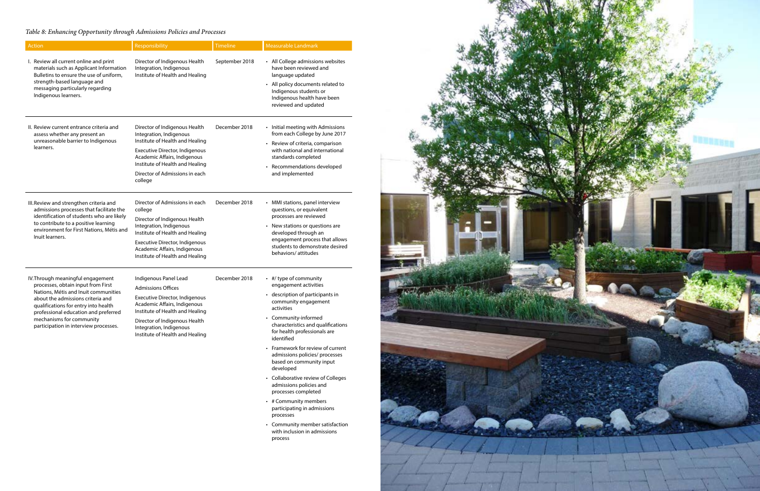*Table 8: Enhancing Opportunity through Admissions Policies and Processes*

| Action | Responsibility | Timeline | Measurable Landmark |
|---|---|---|---|
| I. Review all current online and print materials such as Applicant Information Bulletins to ensure the use of uniform, strength-based language and messaging particularly regarding Indigenous learners. | Director of Indigenous Health Integration, Indigenous Institute of Health and Healing | September 2018 | • All College admissions websites have been reviewed and language updated<br>• All policy documents related to Indigenous students or Indigenous health have been reviewed and updated |
| II. Review current entrance criteria and assess whether any present an unreasonable barrier to Indigenous learners. | Director of Indigenous Health Integration, Indigenous Institute of Health and Healing<br>Executive Director, Indigenous Academic Affairs, Indigenous Institute of Health and Healing<br>Director of Admissions in each college | December 2018 | • Initial meeting with Admissions from each College by June 2017<br>• Review of criteria, comparison with national and international standards completed<br>• Recommendations developed and implemented |
| III. Review and strengthen criteria and admissions processes that facilitate the identification of students who are likely to contribute to a positive learning environment for First Nations, Métis and Inuit learners. | Director of Admissions in each college<br>Director of Indigenous Health Integration, Indigenous Institute of Health and Healing<br>Executive Director, Indigenous Academic Affairs, Indigenous Institute of Health and Healing | December 2018 | • MMI stations, panel interview questions, or equivalent processes are reviewed<br>• New stations or questions are developed through an engagement process that allows students to demonstrate desired behaviors/ attitudes |
| IV. Through meaningful engagement processes, obtain input from First Nations, Métis and Inuit communities about the admissions criteria and qualifications for entry into health professional education and preferred mechanisms for community participation in interview processes. | Indigenous Panel Lead<br>Admissions Offices<br>Executive Director, Indigenous Academic Affairs, Indigenous Institute of Health and Healing<br>Director of Indigenous Health Integration, Indigenous Institute of Health and Healing | December 2018 | • #/ type of community engagement activities<br>• description of participants in community engagement activities<br>• Community-informed characteristics and qualifications for health professionals are identified<br>• Framework for review of current admissions policies/ processes based on community input developed<br>• Collaborative review of Colleges admissions policies and processes completed<br>• # Community members participating in admissions processes<br>• Community member satisfaction with inclusion in admissions process |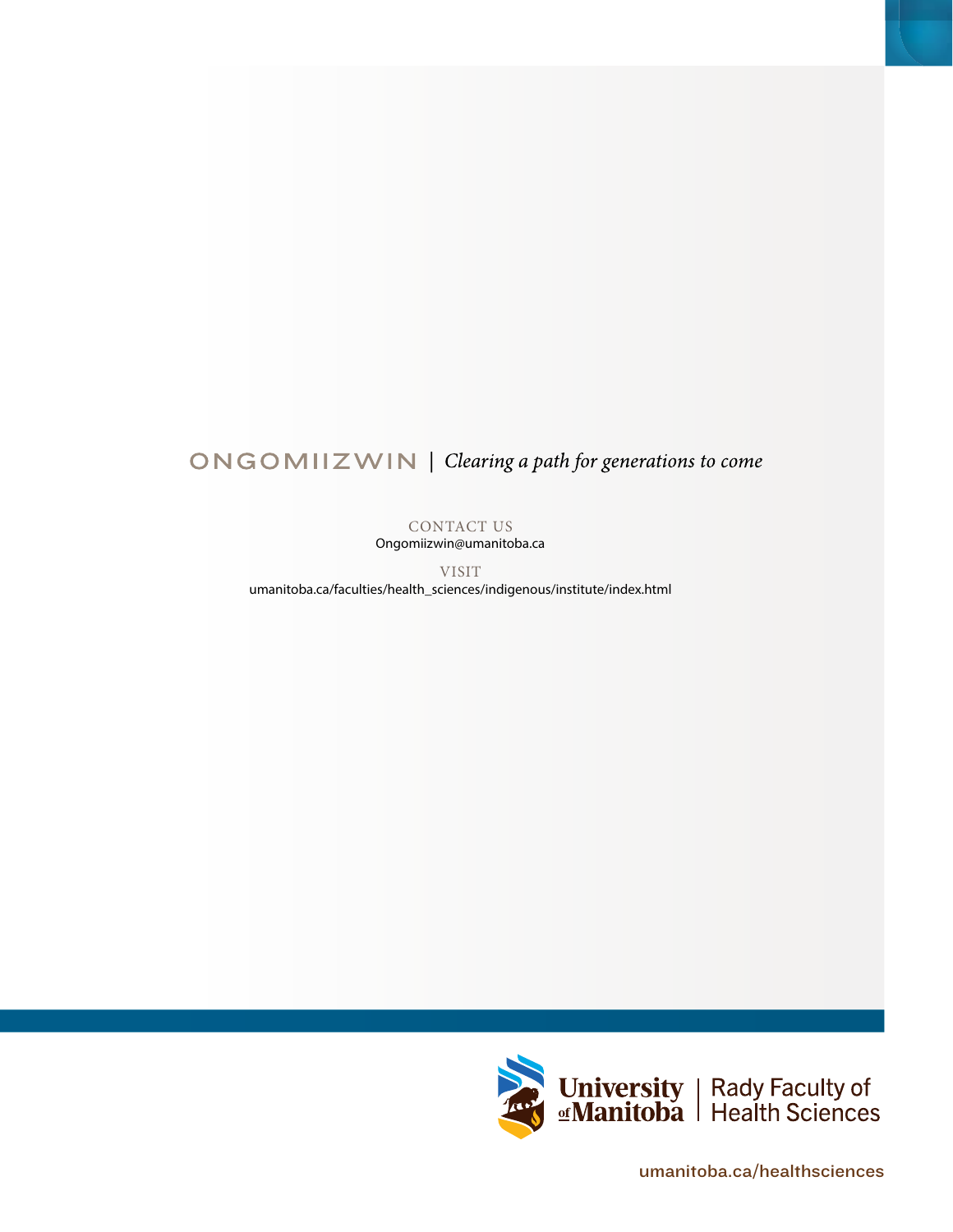ONGOMIIZWIN | *Clearing a path for generations to come*

CONTACT US

Ongomiizwin@umanitoba.ca

VISIT

umanitoba.ca/faculties/health_sciences/indigenous/institute/index.html

University of Manitoba | Rady Faculty of Health Sciences

umanitoba.ca/healthsciences